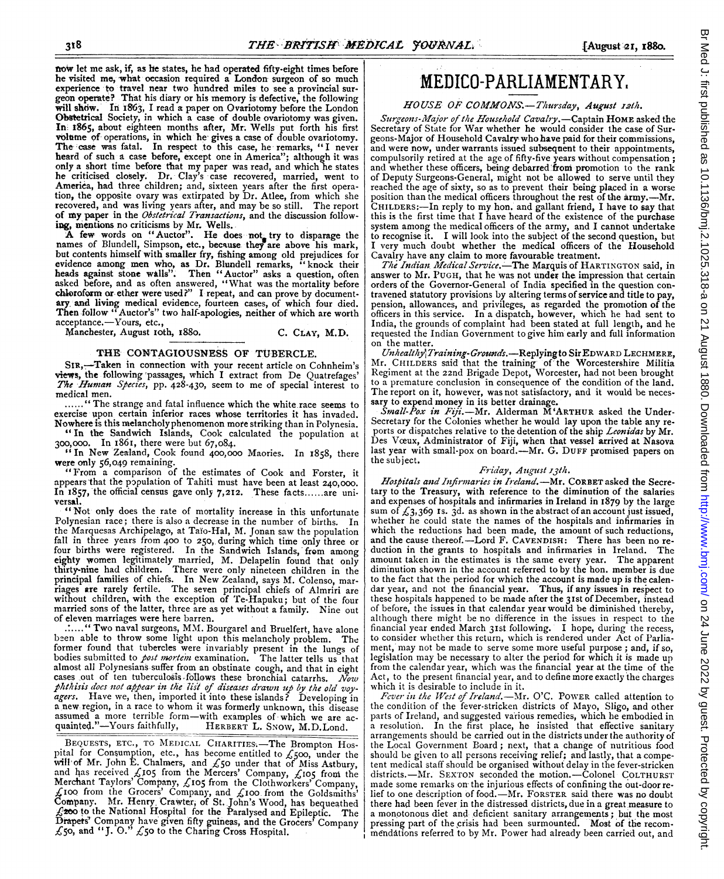now let me ask, if, as he states, he had operated fifty-eight times before he visited me, what occasion required a London surgeon of so much experience to travel near two hundred miles to see a provincial surgeon operate? That his diary or his memory is defective, the following will show. In 1863, I read a paper on Ovariotomy before the London Obstetrical Society, in which a case of double ovariotomy was given. In 1865, about eighteen months after, Mr. Wells put forth his first volume of operations, in which he gives a case of double ovariotomy. The case was fatal. In respect to this case, he remarks, "I never heard of such a case before, except one in America"; although it was only a short time before that my paper was read, and which he states he criticised closely. Dr. Clay's case recovered, married, went to America, had three children; and, sixteen years after the first operation, the opposite ovary was extirpated by Dr. Atlee, from which she recovered, and was living years after, and may be so still. The report of my paper in the *Obstetrical Transactions*, and the discussion following, mentions no criticisms by Mr. Wells.

A few words on "Auctor". He does not try to disparage the names of Blundell, Simpson, etc., because they are above his mark, but contents himself with smaller fry, fishing among old prejudices for evidence among men who, as Dr. Blundell remarks, "knock their heads against stone walls". Then "Auctor" asks a question, often asked before, and as often answered, "What was the mortality before chloroform or ether were used?" I repeat, and can prove by documentary and living medical evidence, fourteen cases, of which four died. Then follow "Auctor's" two half-apologies, neither of which are worth acceptance.—Yours, etc.,

Manchester, August 10th, 1880. C. CLAY, M.D.

## THE CONTAGIOUSNESS OF TUBERCLE.

SIR,—Taken in connection with your recent article on Cohnheim's views, the following passages, which I extract from De Quatrefages' *The Human Species*, pp. 428-430, seem to me of special interest to medical men.

......"The strange and fatal influence which the white race seems to exercise upon certain inferior races whose territories it has invaded. Nowhere is this melancholy phenomenon more striking than in Polynesia.

"In the Sandwich Islands, Cook calculated the population at 300,000. In 1861, there were but 67,084.

"In New Zealand, Cook found 400,000 Maories. In 1858, there were only 56,049 remaining.

"From a comparison of the estimates of Cook and Forster, it appears that the population of Tahiti must have been at least 240,000. In 1857, the official census gave only 7,212. These facts......are universal.

"Not only does the rate of mortality increase in this unfortunate Polynesian race; there is also a decrease in the number of births. In the Marquesas Archipelago, at Taïo-Hal, M. Jonan saw the population fall in three years from 400 to 250, during which time only three or four births were registered. In the Sandwich Islands, from among eighty women legitimately married, M. Delapelin found that only thirty-nine had children. There were only nineteen children in the principal families of chiefs. In New Zealand, says M. Colenso, marriages are rarely fertile. The seven principal chiefs of Almriri are without children, with the exception of Te-Hapuku; but of the four married sons of the latter, three are as yet without a family. Nine out of eleven marriages were here barren.

......"Two naval surgeons, MM. Bourgarel and Bruelfert, have alone been able to throw some light upon this melancholy problem. The former found that tubercles were invariably present in the lungs of bodies submitted to *post mortem* examination. The latter tells us that almost all Polynesians suffer from an obstinate cough, and that in eight cases out of ten tuberculosis follows these bronchial catarrhs. *Now phthisis does not appear in the list of diseases drawn up by the old voyagers.* Have we, then, imported it into these islands? Developing in a new region, in a race to whom it was formerly unknown, this disease assumed a more terrible form—with examples of which we are acquainted."—Yours faithfully, HERBERT L. SNOW, M.D.Lond.

BEQUESTS, ETC., TO MEDICAL CHARITIES.—The Brompton Hospital for Consumption, etc., has become entitled to £500, under the will of Mr. John E. Chalmers, and £50 under that of Miss Astbury, and has received £105 from the Mercers' Company, £105 from the Merchant Taylors' Company, £105 from the Clothworkers' Company, £100 from the Grocers' Company, and £100 from the Goldsmiths' Company. Mr. Henry Crawter, of St. John's Wood, has bequeathed £200 to the National Hospital for the Paralysed and Epileptic. The Drapers' Company have given fifty guineas, and the Grocers' Company £50, and "J. O." £50 to the Charing Cross Hospital.

# MEDICO-PARLIAMENTARY.

### *HOUSE OF COMMONS.—Thursday, August 12th.*

*Surgeons-Major of the Household Cavalry.*—Captain HOME asked the Secretary of State for War whether he would consider the case of Surgeons-Major of Household Cavalry who have paid for their commissions, and were now, under warrants issued subsequent to their appointments, compulsorily retired at the age of fifty-five years without compensation; and whether these officers, being debarred from promotion to the rank of Deputy Surgeons-General, might not be allowed to serve until they reached the age of sixty, so as to prevent their being placed in a worse position than the medical officers throughout the rest of the army.—Mr. CHILDERS:—In reply to my hon. and gallant friend, I have to say that this is the first time that I have heard of the existence of the purchase system among the medical officers of the army, and I cannot undertake to recognise it. I will look into the subject of the second question, but I very much doubt whether the medical officers of the Household Cavalry have any claim to more favourable treatment.

*The Indian Medical Service.*—The Marquis of HARTINGTON said, in answer to Mr. PUGH, that he was not under the impression that certain orders of the Governor-General of India specified in the question contravened statutory provisions by altering terms of service and title to pay, pension, allowances, and privileges, as regarded the promotion of the officers in this service. In a dispatch, however, which he had sent to India, the grounds of complaint had been stated at full length, and he requested the Indian Government to give him early and full information on the matter.

*Unhealthy Training-Grounds.*—Replying to Sir EDWARD LECHMERE, Mr. CHILDERS said that the training of the Worcestershire Militia Regiment at the 22nd Brigade Depot, Worcester, had not been brought to a premature conclusion in consequence of the condition of the land. The report on it, however, was not satisfactory, and it would be necessary to expend money in its better drainage.

*Small-Pox in Fiji.*—Mr. Alderman M'ARTHUR asked the Under-Secretary for the Colonies whether he would lay upon the table any reports or dispatches relative to the detention of the ship *Leonidas* by Mr. Des Vœux, Administrator of Fiji, when that vessel arrived at Nasova last year with small-pox on board.—Mr. G. DUFF promised papers on the subject.

### *Friday, August 13th.*

*Hospitals and Infirmaries in Ireland.*—Mr. CORBET asked the Secretary to the Treasury, with reference to the diminution of the salaries and expenses of hospitals and infirmaries in Ireland in 1879 by the large sum of £3,369 1s. 3d. as shown in the abstract of an account just issued, whether he could state the names of the hospitals and infirmaries in which the reductions had been made, the amount of such reductions, and the cause thereof.—Lord F. CAVENDISH: There has been no reduction in the grants to hospitals and infirmaries in Ireland. The amount taken in the estimates is the same every year. The apparent diminution shown in the account referred to by the hon. member is due to the fact that the period for which the account is made up is the calendar year, and not the financial year. Thus, if any issues in respect to these hospitals happened to be made after the 31st of December, instead of before, the issues in that calendar year would be diminished thereby, although there might be no difference in the issues in respect to the financial year ended March 31st following. I hope, during the recess, to consider whether this return, which is rendered under Act of Parliament, may not be made to serve some more useful purpose; and, if so, legislation may be necessary to alter the period for which it is made up from the calendar year, which was the financial year at the time of the Act, to the present financial year, and to define more exactly the charges which it is desirable to include in it.

*Fever in the West of Ireland.*—Mr. O'C. POWER called attention to the condition of the fever-stricken districts of Mayo, Sligo, and other parts of Ireland, and suggested various remedies, which he embodied in a resolution. In the first place, he insisted that effective sanitary arrangements should be carried out in the districts under the authority of the Local Government Board; next, that a change of nutritious food should be given to all persons receiving relief; and lastly, that a competent medical staff should be organised without delay in the fever-stricken districts.—Mr. SEXTON seconded the motion.—Colonel COLTHURST made some remarks on the injurious effects of confining the out-door relief to one description of food.—Mr. FORSTER said there was no doubt there had been fever in the distressed districts, due in a great measure to a monotonous diet and deficient sanitary arrangements; but the most pressing part of the crisis had been surmounted. Most of the recommendations referred to by Mr. Power had already been carried out, and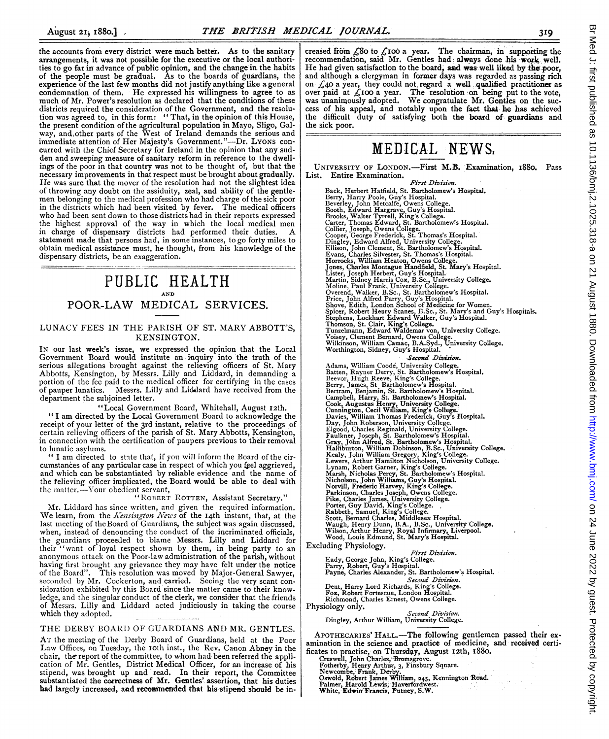the accounts from every district were much better. As to the sanitary arrangements, it was not possible for the executive or the local authorities to go far in advance of public opinion, and the change in the habits of the people must be gradual. As to the boards of guardians, the experience of the last few months did not justify anything like a general condemnation of them. He expressed his willingness to agree to as much of Mr. Power's resolution as declared that the conditions of these districts required the consideration of the Government, and the resolution was agreed to, in this form: "That, in the opinion of this House, the present condition of the agricultural population in Mayo, Sligo, Galway, and other parts of the West of Ireland demands the serious and immediate attention of Her Majesty's Government."—Dr. LYONS concurred with the Chief Secretary for Ireland in the opinion that any sudden and sweeping measure of sanitary reform in reference to the dwellings of the poor in that country was not to be thought of, but that the necessary improvements in that respect must be brought about gradually. He was sure that the mover of the resolution had not the slightest idea of throwing any doubt on the assiduity, zeal, and ability of the gentlemen belonging to the medical profession who had charge of the sick poor in the districts which had been visited by fever. The medical officers who had been sent down to those districts had in their reports expressed the highest approval of the way in which the local medical men in charge of dispensary districts had performed their duties. A statement made that persons had, in some instances, to go forty miles to obtain medical assistance must, he thought, from his knowledge of the dispensary districts, be an exaggeration.

# PUBLIC HEALTH AND POOR-LAW MEDICAL SERVICES.

## LUNACY FEES IN THE PARISH OF ST. MARY ABBOTT'S, KENSINGTON.

IN our last week's issue, we expressed the opinion that the Local Government Board would institute an inquiry into the truth of the serious allegations brought against the relieving officers of St. Mary Abbotts, Kensington, by Messrs. Lilly and Liddard, in demanding a portion of the fee paid to the medical officer for certifying in the cases of pauper lunatics. Messrs. Lilly and Liddard have received from the department the subjoined letter.

"Local Government Board, Whitehall, August 12th.

"I am directed by the Local Government Board to acknowledge the receipt of your letter of the 3rd instant, relative to the proceedings of certain relieving officers of the parish of St. Mary Abbotts, Kensington, in connection with the certification of paupers previous to their removal to lunatic asylums.

"I am directed to state that, if you will inform the Board of the circumstances of any particular case in respect of which you feel aggrieved, and which can be substantiated by reliable evidence and the name of the relieving officer implicated, the Board would be able to deal with the matter.—Your obedient servant,

"ROBERT ROTTEN, Assistant Secretary."

Mr. Liddard has since written, and given the required information. We learn, from the *Kensington News* of the 14th instant, that, at the last meeting of the Board of Guardians, the subject was again discussed, when, instead of denouncing the conduct of the incriminated officials, the guardians proceeded to blame Messrs. Lilly and Liddard for their "want of loyal respect shown by them, in being party to an anonymous attack on the Poor-law administration of the parish, without having first brought any grievance they may have felt under the notice of the Board". This resolution was moved by Major-General Sawyer, seconded by Mr. Cockerton, and carried. Seeing the very scant consideration exhibited by this Board since the matter came to their knowledge, and the singular conduct of the clerk, we consider that the friends of Messrs. Lilly and Liddard acted judiciously in taking the course which they adopted.

## THE DERBY BOARD OF GUARDIANS AND MR. GENTLES.

AT the meeting of the Derby Board of Guardians, held at the Poor Law Offices, on Tuesday, the 10th inst., the Rev. Canon Abney in the chair, the report of the committee, to whom had been referred the application of Mr. Gentles, District Medical Officer, for an increase of his stipend, was brought up and read. In their report, the Committee substantiated the correctness of Mr. Gentles' assertion, that his duties had largely increased, and recommended that his stipend should be increased from £80 to £100 a year. The chairman, in supporting the recommendation, said Mr. Gentles had always done his work well. He had given satisfaction to the board, and was well liked by the poor, and although a clergyman in former days was regarded as passing rich on £40 a year, they could not regard a well qualified practitioner as over paid at £100 a year. The resolution on being put to the vote, was unanimously adopted. We congratulate Mr. Gentles on the success of his appeal, and notably upon the fact that he has achieved the difficult duty of satisfying both the board of guardians and the sick poor.

# MEDICAL NEWS.

UNIVERSITY OF LONDON.—First M.B. Examination, 1880. Pass List. Entire Examination.

*First Division.*

Back, Herbert Hatfield, St. Bartholomew's Hospital.
Berry, Harry Poole, Guy's Hospital.
Beverley, John Metcalfe, Owens College.
Booth, Edward Hargrave, Guy's Hospital.
Brooks, Walter Tyrrell, King's College.
Carter, Thomas Edward, St. Bartholomew's Hospital.
Collier, Joseph, Owens College.
Cooper, George Frederick, St. Thomas's Hospital.
Dingley, Edward Alfred, University College.
Ellison, John Clement, St. Bartholomew's Hospital.
Evans, Charles Silvester, St. Thomas's Hospital.
Horrocks, William Heaton, Owens College.
Jones, Charles Montague Handfield, St. Mary's Hospital.
Lister, Joseph Herbert, Guy's Hospital.
Martin, Sidney Harris Cox, B.Sc., University College.
Moline, Paul Frank, University College.
Overend, Walker, B.Sc., St. Bartholomew's Hospital.
Price, John Alfred Parry, Guy's Hospital.
Shove, Edith, London School of Medicine for Women.
Spicer, Robert Henry Scanes, B.Sc., St. Mary's and Guy's Hospitals.
Stephens, Lockhart Edward Walker, Guy's Hospital.
Thomson, St. Clair, King's College.
Tunzelmann, Edward Waldemar von, University College.
Voisey, Clement Bernard, Owens College.
Wilkinson, William Camac, B.A.Syd., University College.
Worthington, Sidney, Guy's Hospital.

*Second Division.*

Adams, William Coode, University College.
Batten, Rayner Derry, St. Bartholomew's Hospital.
Beevor, Hugh Reeve, King's College.
Berry, James, St Bartholomew's Hospital.
Bertram, Benjamin, St. Bartholomew's Hospital.
Campbell, Harry, St. Bartholomew's Hospital.
Cook, Augustus Henry, University College.
Cunnington, Cecil William, King's College.
Davies, William Thomas Frederick, Guy's Hospital.
Day, John Roberson, University College.
Elgood, Charles Reginald, University College.
Faulkner, Joseph, St. Bartholomew's Hospital.
Gray, John Alfred, St. Bartholomew's Hospital.
Halliburton, William Dobinson, B.Sc., University College.
Kealy, John William Gregory, King's College.
Lewers, Arthur Hamilton Nicholson, University College.
Lynam, Robert Garner, King's College.
Marsh, Nicholas Percy, St. Bartholomew's Hospital.
Nicholson, John Williams, Guy's Hospital.
Norvill, Frederic Harvey, King's College.
Parkinson, Charles Joseph, Owens College.
Pike, Charles James, University College.
Porter, Guy David, King's College.
Rabbeth, Samuel, King's College.
Scott, Bernard Charles, Middlesex Hospital.
Waugh, Henry Dunn, B.A., B.Sc., University College.
Wilson, Arthur Henry, Royal Infirmary, Liverpool.
Wood, Louis Edmund, St. Mary's Hospital.

Excluding Physiology.

*First Division.*

Eady, George John, King's College.
Parry, Robert, Guy's Hospital.
Payne, Charles Alexander, St. Bartholomew's Hospital.

*Second Division.*

Dent, Harry Lord Richards, King's College.
Fox, Robert Fortescue, London Hospital.
Richmond, Charles Ernest, Owens College.

Physiology only.

*Second Division.*

Dingley, Arthur William, University College.

APOTHECARIES' HALL.—The following gentlemen passed their examination in the science and practice of medicine, and received certificates to practise, on Thursday, August 12th, 1880.

Creswell, John Charles, Bromsgrove.
Fotherby, Henry Arthur, 3, Finsbury Square.
Newcombe, Frank, Derby.
Oswold, Robert James William, 245, Kennington Road.
Palmer, Harold Lewis, Haverfordwest.
White, Edwin Francis, Putney, S.W.